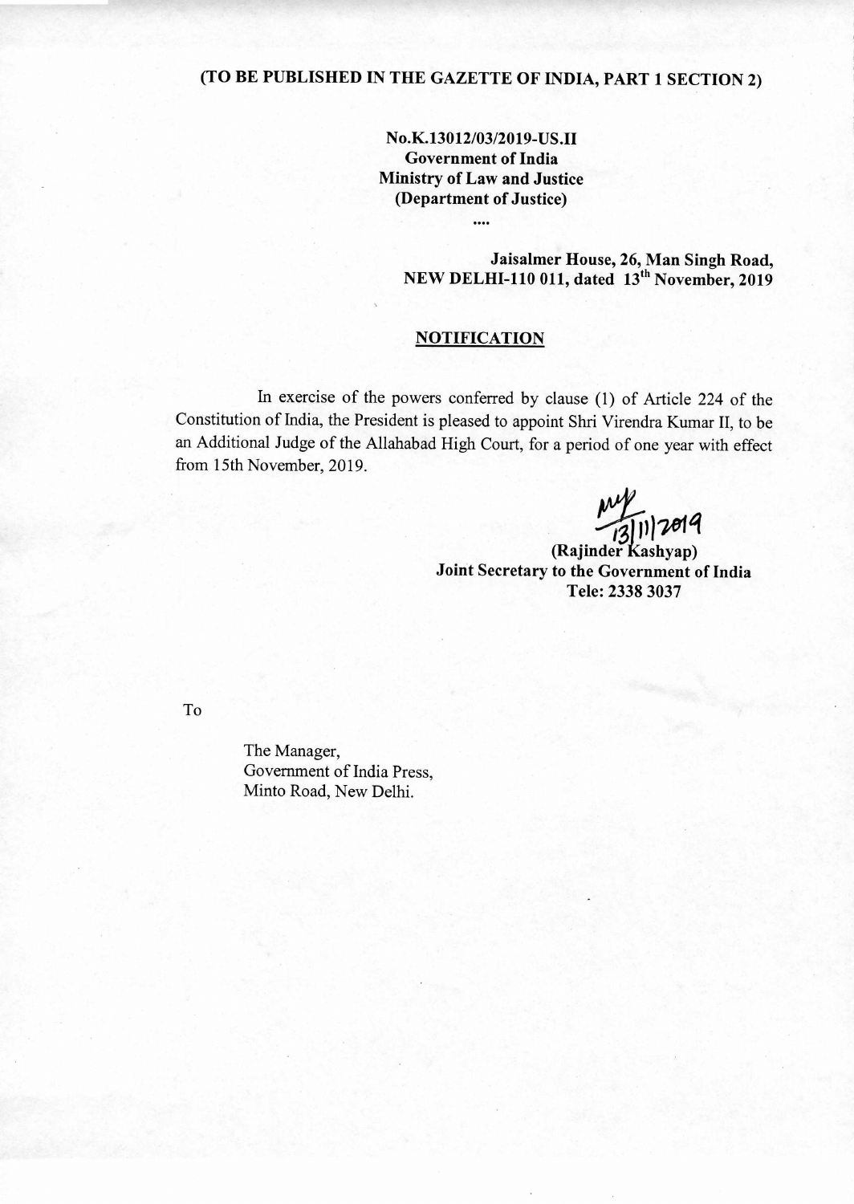**(TO BE PUBLISHED IN THE GAZETTE OF INDIA, PART 1 SECTION 2)**

**No.K.13012/03/2019-US.II**
**Government of India**
**Ministry of Law and Justice**
**(Department of Justice)**

....

**Jaisalmer House, 26, Man Singh Road,**
**NEW DELHI-110 011, dated 13th November, 2019**

## NOTIFICATION

In exercise of the powers conferred by clause (1) of Article 224 of the Constitution of India, the President is pleased to appoint Shri Virendra Kumar II, to be an Additional Judge of the Allahabad High Court, for a period of one year with effect from 15th November, 2019.

13/11/2019

**(Rajinder Kashyap)**
**Joint Secretary to the Government of India**
**Tele: 2338 3037**

To

The Manager,
Government of India Press,
Minto Road, New Delhi.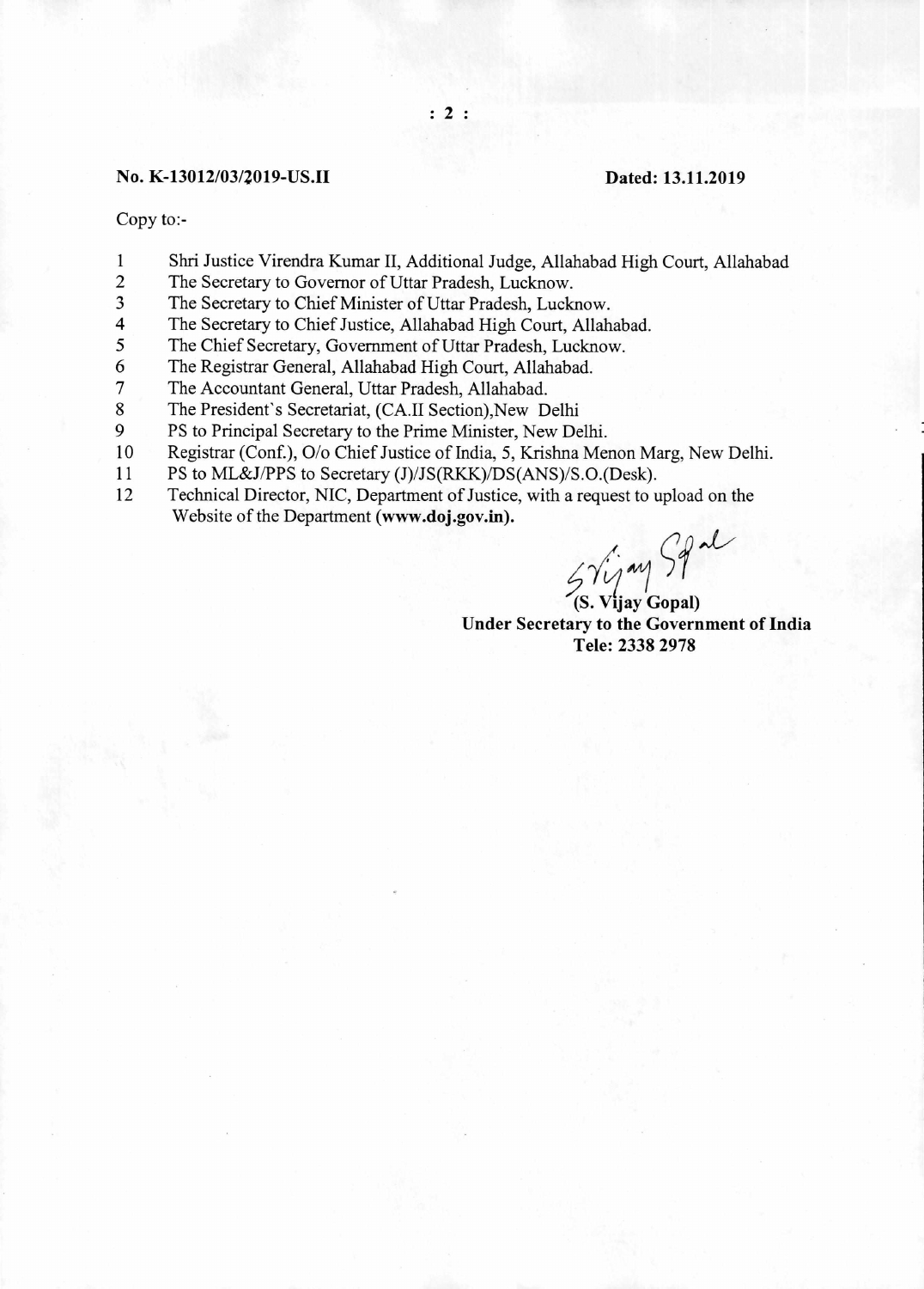**No. K-13012/03/2019-US.II** **Dated: 13.11.2019**

Copy to:-

1. Shri Justice Virendra Kumar II, Additional Judge, Allahabad High Court, Allahabad
2. The Secretary to Governor of Uttar Pradesh, Lucknow.
3. The Secretary to Chief Minister of Uttar Pradesh, Lucknow.
4. The Secretary to Chief Justice, Allahabad High Court, Allahabad.
5. The Chief Secretary, Government of Uttar Pradesh, Lucknow.
6. The Registrar General, Allahabad High Court, Allahabad.
7. The Accountant General, Uttar Pradesh, Allahabad.
8. The President's Secretariat, (CA.II Section),New Delhi
9. PS to Principal Secretary to the Prime Minister, New Delhi.
10. Registrar (Conf.), O/o Chief Justice of India, 5, Krishna Menon Marg, New Delhi.
11. PS to ML&J/PPS to Secretary (J)/JS(RKK)/DS(ANS)/S.O.(Desk).
12. Technical Director, NIC, Department of Justice, with a request to upload on the Website of the Department **(www.doj.gov.in).**

**(S. Vijay Gopal)**
**Under Secretary to the Government of India**
**Tele: 2338 2978**